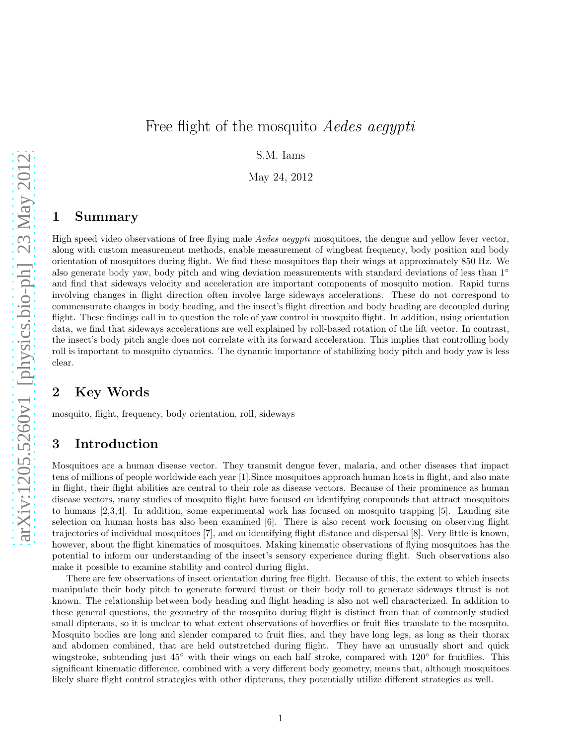# Free flight of the mosquito *Aedes aegypti*

S.M. Iams

May 24, 2012

## 1 Summary

High speed video observations of free flying male *Aedes aegypti* mosquitoes, the dengue and yellow fever vector, along with custom measurement methods, enable measurement of wingbeat frequency, body position and body orientation of mosquitoes during flight. We find these mosquitoes flap their wings at approximately 850 Hz. We also generate body yaw, body pitch and wing deviation measurements with standard deviations of less than 1° and find that sideways velocity and acceleration are important components of mosquito motion. Rapid turns involving changes in flight direction often involve large sideways accelerations. These do not correspond to commensurate changes in body heading, and the insect's flight direction and body heading are decoupled during flight. These findings call in to question the role of yaw control in mosquito flight. In addition, using orientation data, we find that sideways accelerations are well explained by roll-based rotation of the lift vector. In contrast, the insect's body pitch angle does not correlate with its forward acceleration. This implies that controlling body roll is important to mosquito dynamics. The dynamic importance of stabilizing body pitch and body yaw is less clear.

## 2 Key Words

mosquito, flight, frequency, body orientation, roll, sideways

## 3 Introduction

Mosquitoes are a human disease vector. They transmit dengue fever, malaria, and other diseases that impact tens of millions of people worldwide each year [1].Since mosquitoes approach human hosts in flight, and also mate in flight, their flight abilities are central to their role as disease vectors. Because of their prominence as human disease vectors, many studies of mosquito flight have focused on identifying compounds that attract mosquitoes to humans [2,3,4]. In addition, some experimental work has focused on mosquito trapping [5]. Landing site selection on human hosts has also been examined [6]. There is also recent work focusing on observing flight trajectories of individual mosquitoes [7], and on identifying flight distance and dispersal [8]. Very little is known, however, about the flight kinematics of mosquitoes. Making kinematic observations of flying mosquitoes has the potential to inform our understanding of the insect's sensory experience during flight. Such observations also make it possible to examine stability and control during flight.

There are few observations of insect orientation during free flight. Because of this, the extent to which insects manipulate their body pitch to generate forward thrust or their body roll to generate sideways thrust is not known. The relationship between body heading and flight heading is also not well characterized. In addition to these general questions, the geometry of the mosquito during flight is distinct from that of commonly studied small dipterans, so it is unclear to what extent observations of hoverflies or fruit flies translate to the mosquito. Mosquito bodies are long and slender compared to fruit flies, and they have long legs, as long as their thorax and abdomen combined, that are held outstretched during flight. They have an unusually short and quick wingstroke, subtending just 45° with their wings on each half stroke, compared with 120° for fruitflies. This significant kinematic difference, combined with a very different body geometry, means that, although mosquitoes likely share flight control strategies with other dipterans, they potentially utilize different strategies as well.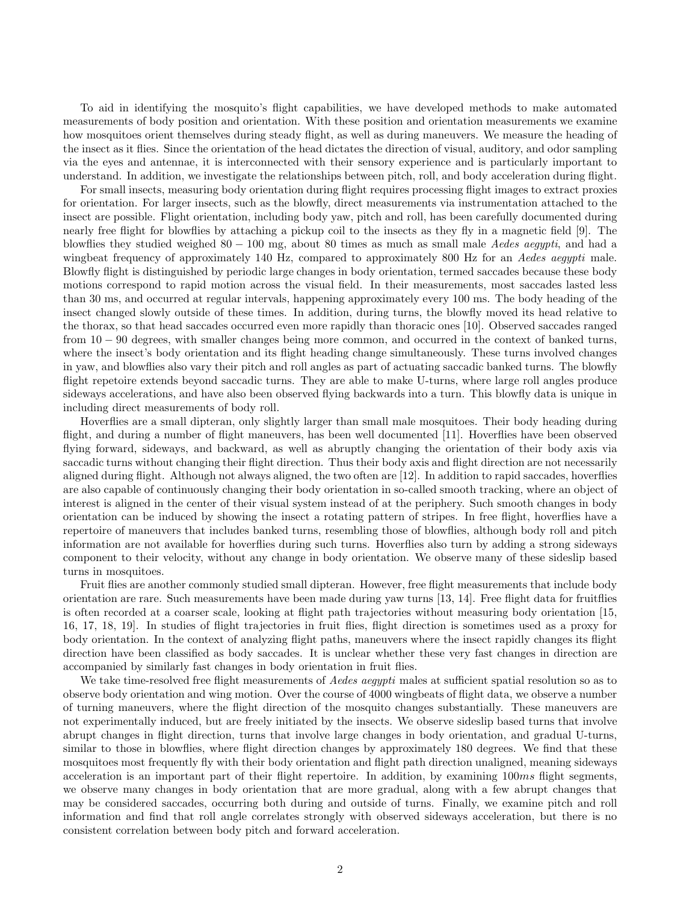To aid in identifying the mosquito's flight capabilities, we have developed methods to make automated measurements of body position and orientation. With these position and orientation measurements we examine how mosquitoes orient themselves during steady flight, as well as during maneuvers. We measure the heading of the insect as it flies. Since the orientation of the head dictates the direction of visual, auditory, and odor sampling via the eyes and antennae, it is interconnected with their sensory experience and is particularly important to understand. In addition, we investigate the relationships between pitch, roll, and body acceleration during flight.

For small insects, measuring body orientation during flight requires processing flight images to extract proxies for orientation. For larger insects, such as the blowfly, direct measurements via instrumentation attached to the insect are possible. Flight orientation, including body yaw, pitch and roll, has been carefully documented during nearly free flight for blowflies by attaching a pickup coil to the insects as they fly in a magnetic field [9]. The blowflies they studied weighed $80-100$ mg, about 80 times as much as small male *Aedes aegypti*, and had a wingbeat frequency of approximately 140 Hz, compared to approximately 800 Hz for an *Aedes aegypti* male. Blowfly flight is distinguished by periodic large changes in body orientation, termed saccades because these body motions correspond to rapid motion across the visual field. In their measurements, most saccades lasted less than 30 ms, and occurred at regular intervals, happening approximately every 100 ms. The body heading of the insect changed slowly outside of these times. In addition, during turns, the blowfly moved its head relative to the thorax, so that head saccades occurred even more rapidly than thoracic ones [10]. Observed saccades ranged from $10-90$ degrees, with smaller changes being more common, and occurred in the context of banked turns, where the insect's body orientation and its flight heading change simultaneously. These turns involved changes in yaw, and blowflies also vary their pitch and roll angles as part of actuating saccadic banked turns. The blowfly flight repetoire extends beyond saccadic turns. They are able to make U-turns, where large roll angles produce sideways accelerations, and have also been observed flying backwards into a turn. This blowfly data is unique in including direct measurements of body roll.

Hoverflies are a small dipteran, only slightly larger than small male mosquitoes. Their body heading during flight, and during a number of flight maneuvers, has been well documented [11]. Hoverflies have been observed flying forward, sideways, and backward, as well as abruptly changing the orientation of their body axis via saccadic turns without changing their flight direction. Thus their body axis and flight direction are not necessarily aligned during flight. Although not always aligned, the two often are [12]. In addition to rapid saccades, hoverflies are also capable of continuously changing their body orientation in so-called smooth tracking, where an object of interest is aligned in the center of their visual system instead of at the periphery. Such smooth changes in body orientation can be induced by showing the insect a rotating pattern of stripes. In free flight, hoverflies have a repertoire of maneuvers that includes banked turns, resembling those of blowflies, although body roll and pitch information are not available for hoverflies during such turns. Hoverflies also turn by adding a strong sideways component to their velocity, without any change in body orientation. We observe many of these sideslip based turns in mosquitoes.

Fruit flies are another commonly studied small dipteran. However, free flight measurements that include body orientation are rare. Such measurements have been made during yaw turns [13, 14]. Free flight data for fruitflies is often recorded at a coarser scale, looking at flight path trajectories without measuring body orientation [15, 16, 17, 18, 19]. In studies of flight trajectories in fruit flies, flight direction is sometimes used as a proxy for body orientation. In the context of analyzing flight paths, maneuvers where the insect rapidly changes its flight direction have been classified as body saccades. It is unclear whether these very fast changes in direction are accompanied by similarly fast changes in body orientation in fruit flies.

We take time-resolved free flight measurements of *Aedes aegypti* males at sufficient spatial resolution so as to observe body orientation and wing motion. Over the course of 4000 wingbeats of flight data, we observe a number of turning maneuvers, where the flight direction of the mosquito changes substantially. These maneuvers are not experimentally induced, but are freely initiated by the insects. We observe sideslip based turns that involve abrupt changes in flight direction, turns that involve large changes in body orientation, and gradual U-turns, similar to those in blowflies, where flight direction changes by approximately 180 degrees. We find that these mosquitoes most frequently fly with their body orientation and flight path direction unaligned, meaning sideways acceleration is an important part of their flight repertoire. In addition, by examining $100ms$ flight segments, we observe many changes in body orientation that are more gradual, along with a few abrupt changes that may be considered saccades, occurring both during and outside of turns. Finally, we examine pitch and roll information and find that roll angle correlates strongly with observed sideways acceleration, but there is no consistent correlation between body pitch and forward acceleration.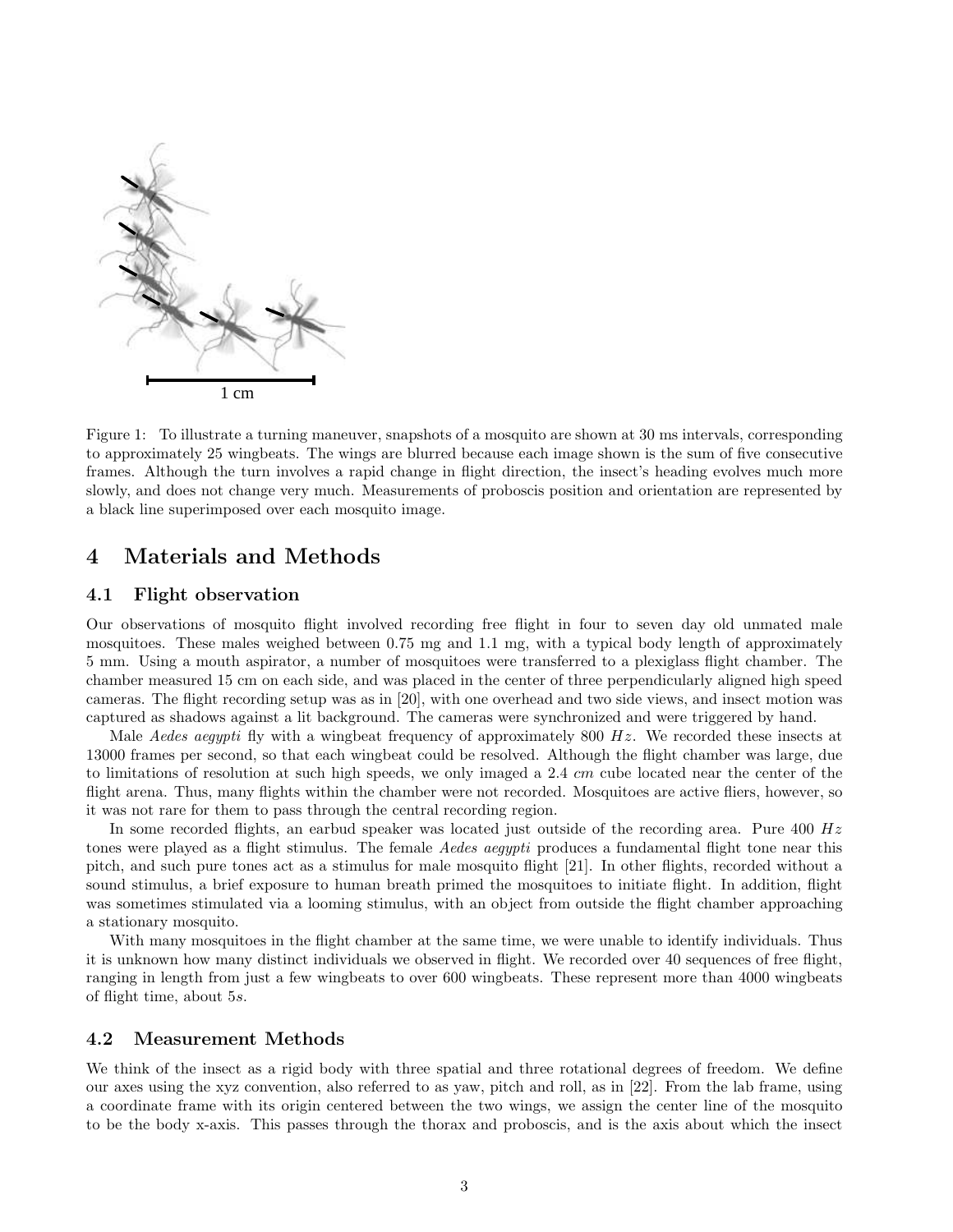1 cm

Figure 1: To illustrate a turning maneuver, snapshots of a mosquito are shown at 30 ms intervals, corresponding to approximately 25 wingbeats. The wings are blurred because each image shown is the sum of five consecutive frames. Although the turn involves a rapid change in flight direction, the insect's heading evolves much more slowly, and does not change very much. Measurements of proboscis position and orientation are represented by a black line superimposed over each mosquito image.

# 4 Materials and Methods

## 4.1 Flight observation

Our observations of mosquito flight involved recording free flight in four to seven day old unmated male mosquitoes. These males weighed between 0.75 mg and 1.1 mg, with a typical body length of approximately 5 mm. Using a mouth aspirator, a number of mosquitoes were transferred to a plexiglass flight chamber. The chamber measured 15 cm on each side, and was placed in the center of three perpendicularly aligned high speed cameras. The flight recording setup was as in [20], with one overhead and two side views, and insect motion was captured as shadows against a lit background. The cameras were synchronized and were triggered by hand.

Male *Aedes aegypti* fly with a wingbeat frequency of approximately 800 $Hz$. We recorded these insects at 13000 frames per second, so that each wingbeat could be resolved. Although the flight chamber was large, due to limitations of resolution at such high speeds, we only imaged a 2.4 $cm$ cube located near the center of the flight arena. Thus, many flights within the chamber were not recorded. Mosquitoes are active fliers, however, so it was not rare for them to pass through the central recording region.

In some recorded flights, an earbud speaker was located just outside of the recording area. Pure 400 $Hz$ tones were played as a flight stimulus. The female *Aedes aegypti* produces a fundamental flight tone near this pitch, and such pure tones act as a stimulus for male mosquito flight [21]. In other flights, recorded without a sound stimulus, a brief exposure to human breath primed the mosquitoes to initiate flight. In addition, flight was sometimes stimulated via a looming stimulus, with an object from outside the flight chamber approaching a stationary mosquito.

With many mosquitoes in the flight chamber at the same time, we were unable to identify individuals. Thus it is unknown how many distinct individuals we observed in flight. We recorded over 40 sequences of free flight, ranging in length from just a few wingbeats to over 600 wingbeats. These represent more than 4000 wingbeats of flight time, about 5$s$.

## 4.2 Measurement Methods

We think of the insect as a rigid body with three spatial and three rotational degrees of freedom. We define our axes using the xyz convention, also referred to as yaw, pitch and roll, as in [22]. From the lab frame, using a coordinate frame with its origin centered between the two wings, we assign the center line of the mosquito to be the body x-axis. This passes through the thorax and proboscis, and is the axis about which the insect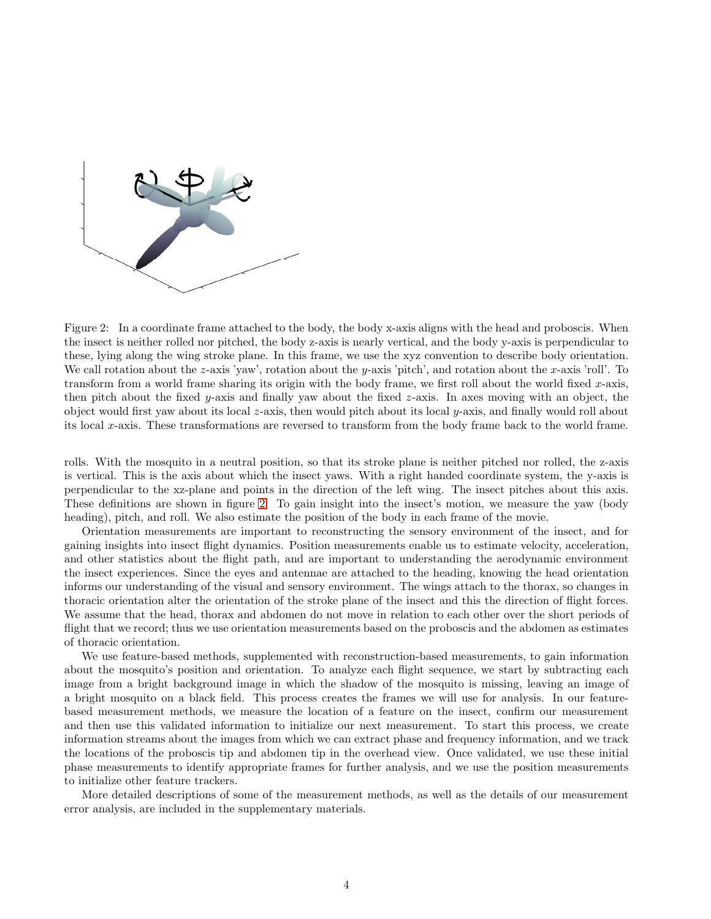Figure 2: In a coordinate frame attached to the body, the body x-axis aligns with the head and proboscis. When the insect is neither rolled nor pitched, the body z-axis is nearly vertical, and the body y-axis is perpendicular to these, lying along the wing stroke plane. In this frame, we use the xyz convention to describe body orientation. We call rotation about the $z$-axis 'yaw', rotation about the $y$-axis 'pitch', and rotation about the $x$-axis 'roll'. To transform from a world frame sharing its origin with the body frame, we first roll about the world fixed $x$-axis, then pitch about the fixed $y$-axis and finally yaw about the fixed $z$-axis. In axes moving with an object, the object would first yaw about its local $z$-axis, then would pitch about its local $y$-axis, and finally would roll about its local $x$-axis. These transformations are reversed to transform from the body frame back to the world frame.

rolls. With the mosquito in a neutral position, so that its stroke plane is neither pitched nor rolled, the z-axis is vertical. This is the axis about which the insect yaws. With a right handed coordinate system, the y-axis is perpendicular to the xz-plane and points in the direction of the left wing. The insect pitches about this axis. These definitions are shown in figure 2. To gain insight into the insect's motion, we measure the yaw (body heading), pitch, and roll. We also estimate the position of the body in each frame of the movie.

Orientation measurements are important to reconstructing the sensory environment of the insect, and for gaining insights into insect flight dynamics. Position measurements enable us to estimate velocity, acceleration, and other statistics about the flight path, and are important to understanding the aerodynamic environment the insect experiences. Since the eyes and antennae are attached to the heading, knowing the head orientation informs our understanding of the visual and sensory environment. The wings attach to the thorax, so changes in thoracic orientation alter the orientation of the stroke plane of the insect and this the direction of flight forces. We assume that the head, thorax and abdomen do not move in relation to each other over the short periods of flight that we record; thus we use orientation measurements based on the proboscis and the abdomen as estimates of thoracic orientation.

We use feature-based methods, supplemented with reconstruction-based measurements, to gain information about the mosquito's position and orientation. To analyze each flight sequence, we start by subtracting each image from a bright background image in which the shadow of the mosquito is missing, leaving an image of a bright mosquito on a black field. This process creates the frames we will use for analysis. In our feature-based measurement methods, we measure the location of a feature on the insect, confirm our measurement and then use this validated information to initialize our next measurement. To start this process, we create information streams about the images from which we can extract phase and frequency information, and we track the locations of the proboscis tip and abdomen tip in the overhead view. Once validated, we use these initial phase measurements to identify appropriate frames for further analysis, and we use the position measurements to initialize other feature trackers.

More detailed descriptions of some of the measurement methods, as well as the details of our measurement error analysis, are included in the supplementary materials.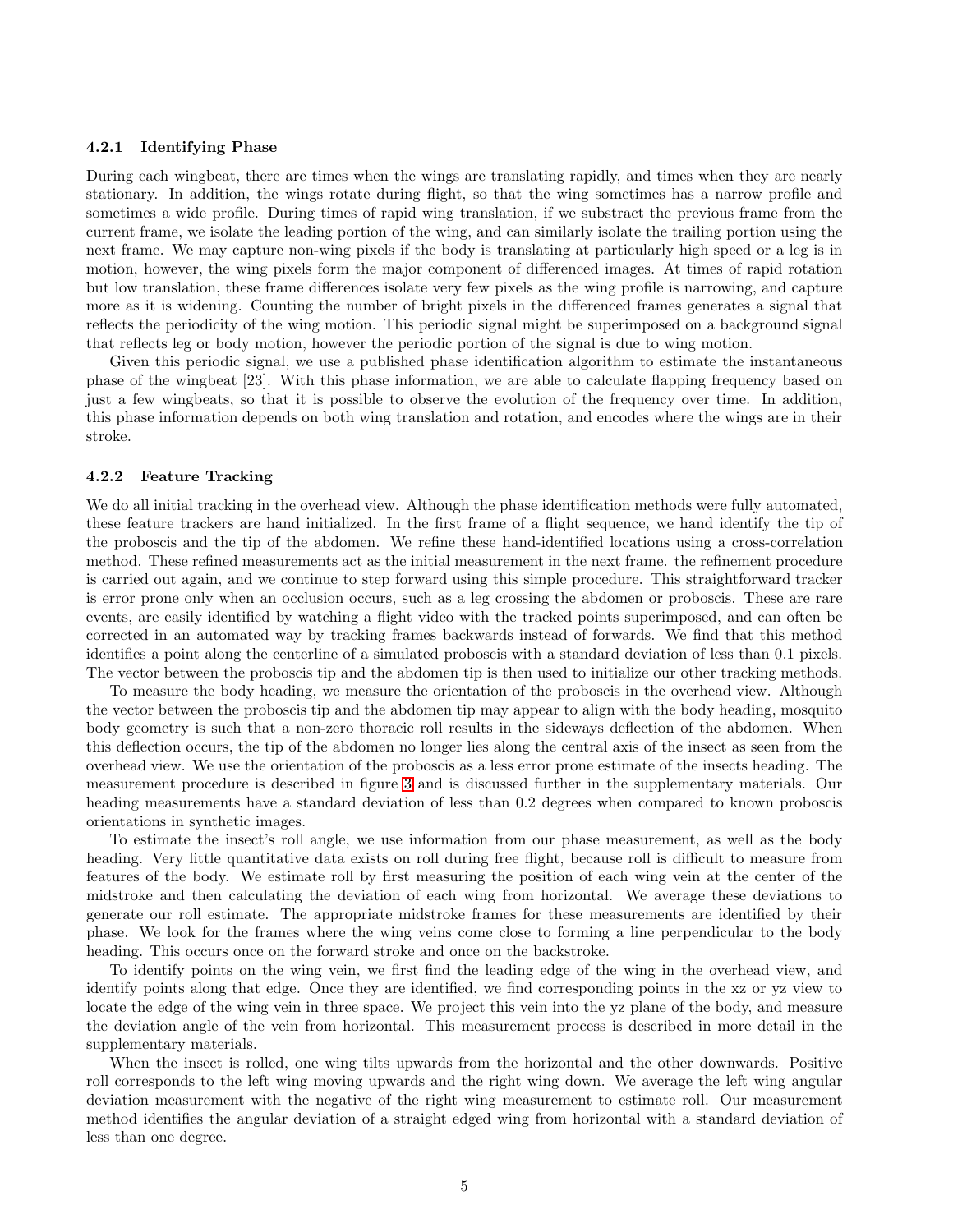#### 4.2.1 Identifying Phase

During each wingbeat, there are times when the wings are translating rapidly, and times when they are nearly stationary. In addition, the wings rotate during flight, so that the wing sometimes has a narrow profile and sometimes a wide profile. During times of rapid wing translation, if we substract the previous frame from the current frame, we isolate the leading portion of the wing, and can similarly isolate the trailing portion using the next frame. We may capture non-wing pixels if the body is translating at particularly high speed or a leg is in motion, however, the wing pixels form the major component of differenced images. At times of rapid rotation but low translation, these frame differences isolate very few pixels as the wing profile is narrowing, and capture more as it is widening. Counting the number of bright pixels in the differenced frames generates a signal that reflects the periodicity of the wing motion. This periodic signal might be superimposed on a background signal that reflects leg or body motion, however the periodic portion of the signal is due to wing motion.

Given this periodic signal, we use a published phase identification algorithm to estimate the instantaneous phase of the wingbeat [23]. With this phase information, we are able to calculate flapping frequency based on just a few wingbeats, so that it is possible to observe the evolution of the frequency over time. In addition, this phase information depends on both wing translation and rotation, and encodes where the wings are in their stroke.

#### 4.2.2 Feature Tracking

We do all initial tracking in the overhead view. Although the phase identification methods were fully automated, these feature trackers are hand initialized. In the first frame of a flight sequence, we hand identify the tip of the proboscis and the tip of the abdomen. We refine these hand-identified locations using a cross-correlation method. These refined measurements act as the initial measurement in the next frame. the refinement procedure is carried out again, and we continue to step forward using this simple procedure. This straightforward tracker is error prone only when an occlusion occurs, such as a leg crossing the abdomen or proboscis. These are rare events, are easily identified by watching a flight video with the tracked points superimposed, and can often be corrected in an automated way by tracking frames backwards instead of forwards. We find that this method identifies a point along the centerline of a simulated proboscis with a standard deviation of less than 0.1 pixels. The vector between the proboscis tip and the abdomen tip is then used to initialize our other tracking methods.

To measure the body heading, we measure the orientation of the proboscis in the overhead view. Although the vector between the proboscis tip and the abdomen tip may appear to align with the body heading, mosquito body geometry is such that a non-zero thoracic roll results in the sideways deflection of the abdomen. When this deflection occurs, the tip of the abdomen no longer lies along the central axis of the insect as seen from the overhead view. We use the orientation of the proboscis as a less error prone estimate of the insects heading. The measurement procedure is described in figure 3 and is discussed further in the supplementary materials. Our heading measurements have a standard deviation of less than 0.2 degrees when compared to known proboscis orientations in synthetic images.

To estimate the insect's roll angle, we use information from our phase measurement, as well as the body heading. Very little quantitative data exists on roll during free flight, because roll is difficult to measure from features of the body. We estimate roll by first measuring the position of each wing vein at the center of the midstroke and then calculating the deviation of each wing from horizontal. We average these deviations to generate our roll estimate. The appropriate midstroke frames for these measurements are identified by their phase. We look for the frames where the wing veins come close to forming a line perpendicular to the body heading. This occurs once on the forward stroke and once on the backstroke.

To identify points on the wing vein, we first find the leading edge of the wing in the overhead view, and identify points along that edge. Once they are identified, we find corresponding points in the xz or yz view to locate the edge of the wing vein in three space. We project this vein into the yz plane of the body, and measure the deviation angle of the vein from horizontal. This measurement process is described in more detail in the supplementary materials.

When the insect is rolled, one wing tilts upwards from the horizontal and the other downwards. Positive roll corresponds to the left wing moving upwards and the right wing down. We average the left wing angular deviation measurement with the negative of the right wing measurement to estimate roll. Our measurement method identifies the angular deviation of a straight edged wing from horizontal with a standard deviation of less than one degree.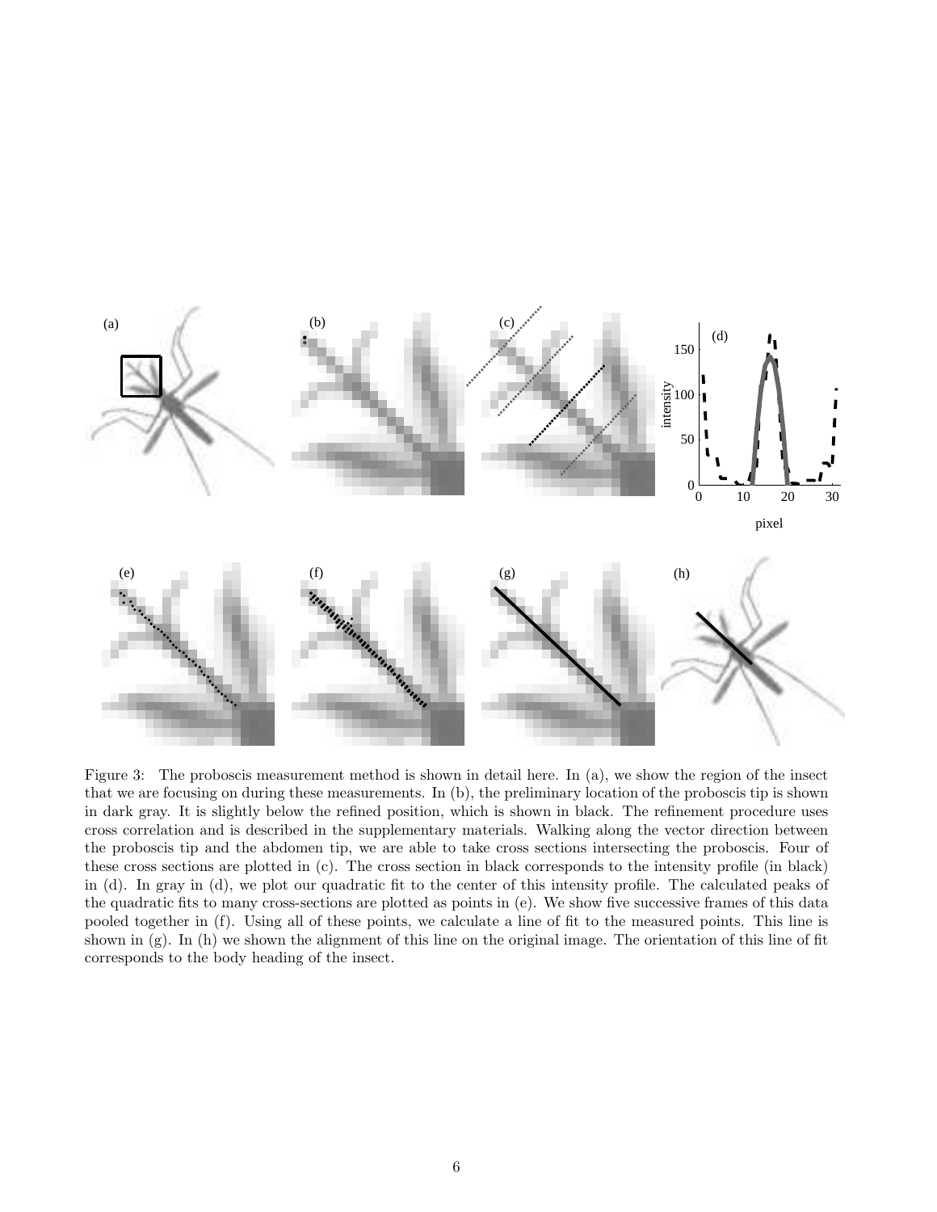Figure 3: The proboscis measurement method is shown in detail here. In (a), we show the region of the insect that we are focusing on during these measurements. In (b), the preliminary location of the proboscis tip is shown in dark gray. It is slightly below the refined position, which is shown in black. The refinement procedure uses cross correlation and is described in the supplementary materials. Walking along the vector direction between the proboscis tip and the abdomen tip, we are able to take cross sections intersecting the proboscis. Four of these cross sections are plotted in (c). The cross section in black corresponds to the intensity profile (in black) in (d). In gray in (d), we plot our quadratic fit to the center of this intensity profile. The calculated peaks of the quadratic fits to many cross-sections are plotted as points in (e). We show five successive frames of this data pooled together in (f). Using all of these points, we calculate a line of fit to the measured points. This line is shown in (g). In (h) we shown the alignment of this line on the original image. The orientation of this line of fit corresponds to the body heading of the insect.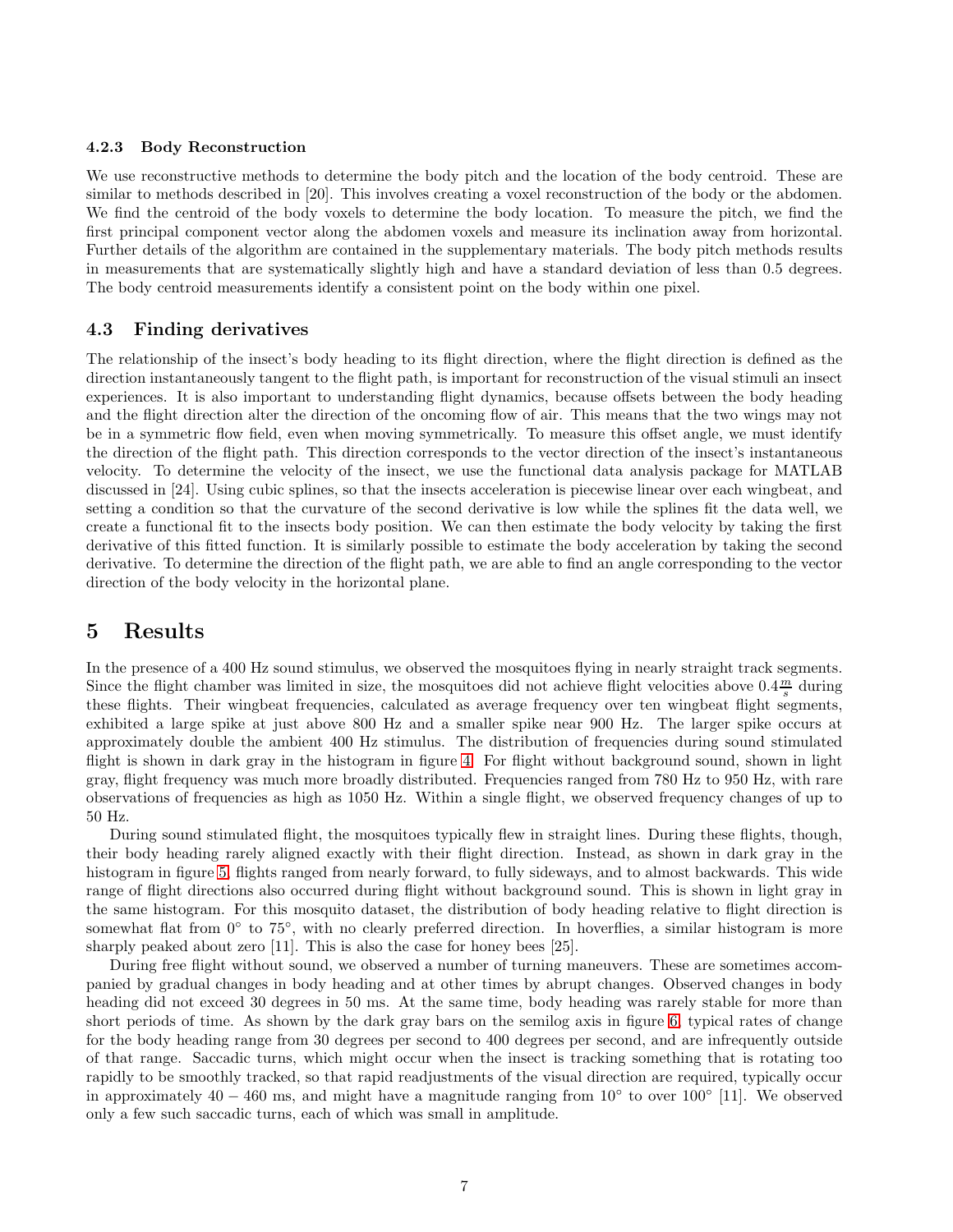#### 4.2.3 Body Reconstruction

We use reconstructive methods to determine the body pitch and the location of the body centroid. These are similar to methods described in [20]. This involves creating a voxel reconstruction of the body or the abdomen. We find the centroid of the body voxels to determine the body location. To measure the pitch, we find the first principal component vector along the abdomen voxels and measure its inclination away from horizontal. Further details of the algorithm are contained in the supplementary materials. The body pitch methods results in measurements that are systematically slightly high and have a standard deviation of less than 0.5 degrees. The body centroid measurements identify a consistent point on the body within one pixel.

### 4.3 Finding derivatives

The relationship of the insect's body heading to its flight direction, where the flight direction is defined as the direction instantaneously tangent to the flight path, is important for reconstruction of the visual stimuli an insect experiences. It is also important to understanding flight dynamics, because offsets between the body heading and the flight direction alter the direction of the oncoming flow of air. This means that the two wings may not be in a symmetric flow field, even when moving symmetrically. To measure this offset angle, we must identify the direction of the flight path. This direction corresponds to the vector direction of the insect's instantaneous velocity. To determine the velocity of the insect, we use the functional data analysis package for MATLAB discussed in [24]. Using cubic splines, so that the insects acceleration is piecewise linear over each wingbeat, and setting a condition so that the curvature of the second derivative is low while the splines fit the data well, we create a functional fit to the insects body position. We can then estimate the body velocity by taking the first derivative of this fitted function. It is similarly possible to estimate the body acceleration by taking the second derivative. To determine the direction of the flight path, we are able to find an angle corresponding to the vector direction of the body velocity in the horizontal plane.

## 5 Results

In the presence of a 400 Hz sound stimulus, we observed the mosquitoes flying in nearly straight track segments. Since the flight chamber was limited in size, the mosquitoes did not achieve flight velocities above $0.4\frac{m}{s}$ during these flights. Their wingbeat frequencies, calculated as average frequency over ten wingbeat flight segments, exhibited a large spike at just above 800 Hz and a smaller spike near 900 Hz. The larger spike occurs at approximately double the ambient 400 Hz stimulus. The distribution of frequencies during sound stimulated flight is shown in dark gray in the histogram in figure 4. For flight without background sound, shown in light gray, flight frequency was much more broadly distributed. Frequencies ranged from 780 Hz to 950 Hz, with rare observations of frequencies as high as 1050 Hz. Within a single flight, we observed frequency changes of up to 50 Hz.

During sound stimulated flight, the mosquitoes typically flew in straight lines. During these flights, though, their body heading rarely aligned exactly with their flight direction. Instead, as shown in dark gray in the histogram in figure 5, flights ranged from nearly forward, to fully sideways, and to almost backwards. This wide range of flight directions also occurred during flight without background sound. This is shown in light gray in the same histogram. For this mosquito dataset, the distribution of body heading relative to flight direction is somewhat flat from $0^\circ$ to $75^\circ$, with no clearly preferred direction. In hoverflies, a similar histogram is more sharply peaked about zero [11]. This is also the case for honey bees [25].

During free flight without sound, we observed a number of turning maneuvers. These are sometimes accompanied by gradual changes in body heading and at other times by abrupt changes. Observed changes in body heading did not exceed 30 degrees in 50 ms. At the same time, body heading was rarely stable for more than short periods of time. As shown by the dark gray bars on the semilog axis in figure 6, typical rates of change for the body heading range from 30 degrees per second to 400 degrees per second, and are infrequently outside of that range. Saccadic turns, which might occur when the insect is tracking something that is rotating too rapidly to be smoothly tracked, so that rapid readjustments of the visual direction are required, typically occur in approximately $40 - 460$ ms, and might have a magnitude ranging from $10^\circ$ to over $100^\circ$ [11]. We observed only a few such saccadic turns, each of which was small in amplitude.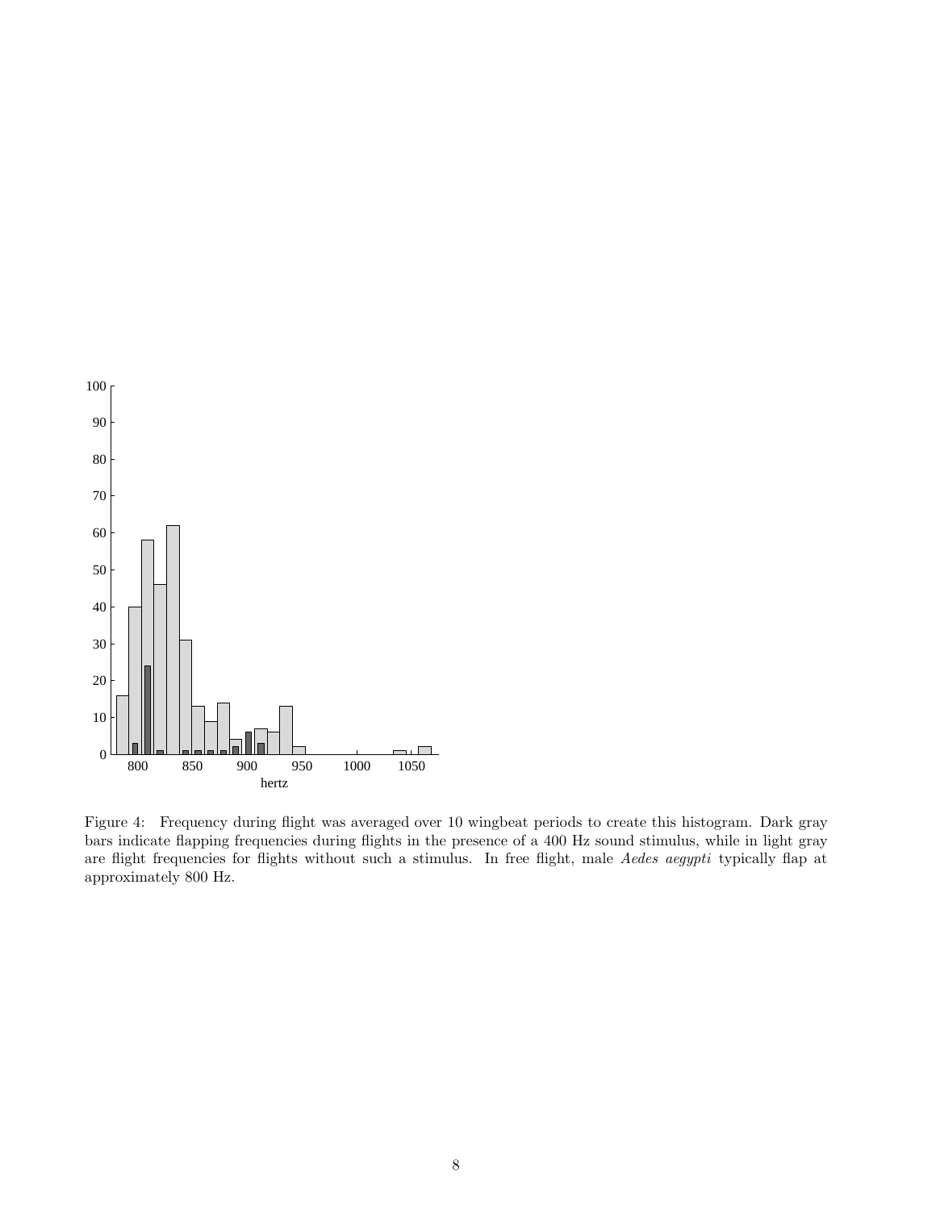Figure 4: Frequency during flight was averaged over 10 wingbeat periods to create this histogram. Dark gray bars indicate flapping frequencies during flights in the presence of a 400 Hz sound stimulus, while in light gray are flight frequencies for flights without such a stimulus. In free flight, male *Aedes aegypti* typically flap at approximately 800 Hz.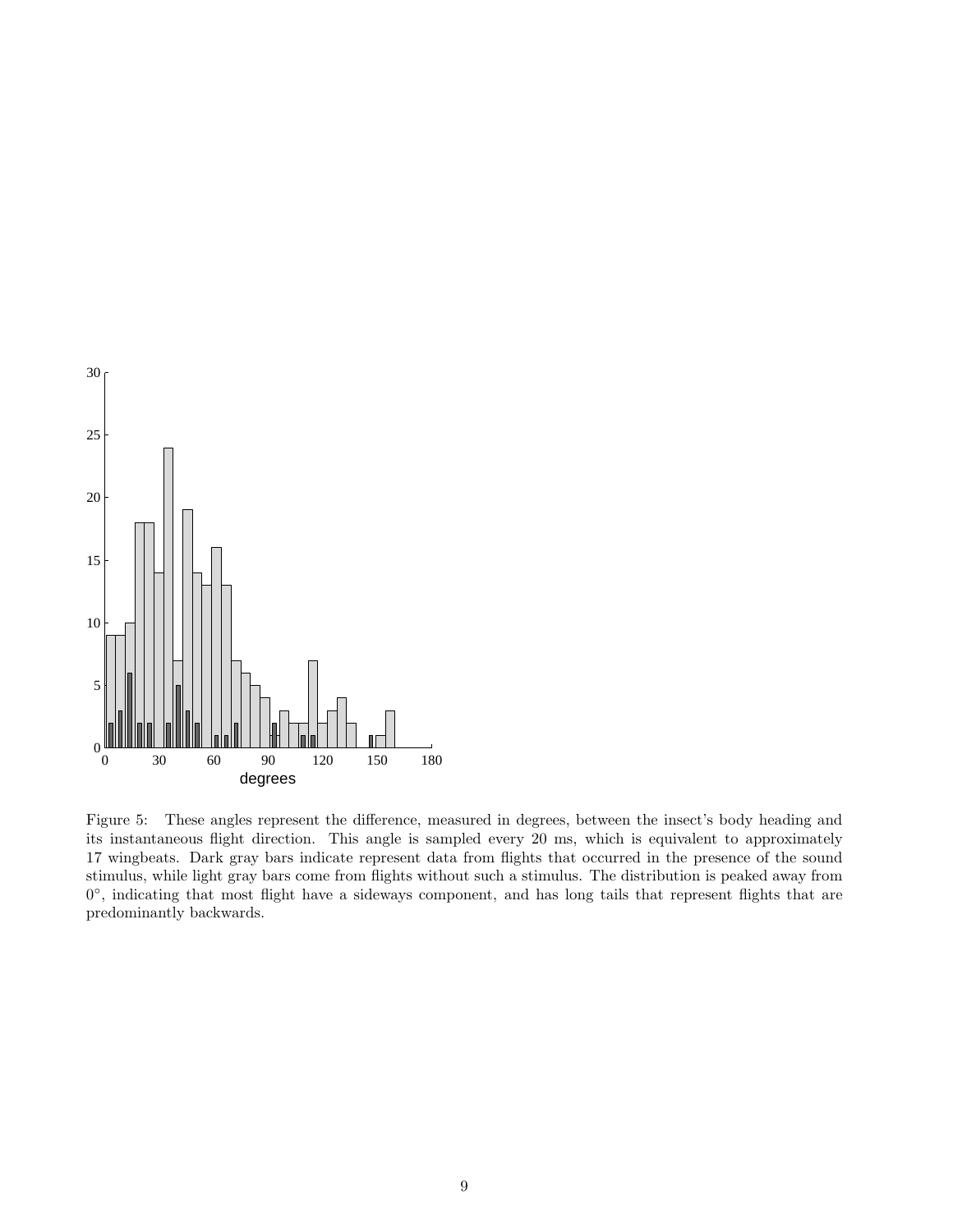Figure 5: These angles represent the difference, measured in degrees, between the insect's body heading and its instantaneous flight direction. This angle is sampled every 20 ms, which is equivalent to approximately 17 wingbeats. Dark gray bars indicate represent data from flights that occurred in the presence of the sound stimulus, while light gray bars come from flights without such a stimulus. The distribution is peaked away from $0^{\circ}$, indicating that most flight have a sideways component, and has long tails that represent flights that are predominantly backwards.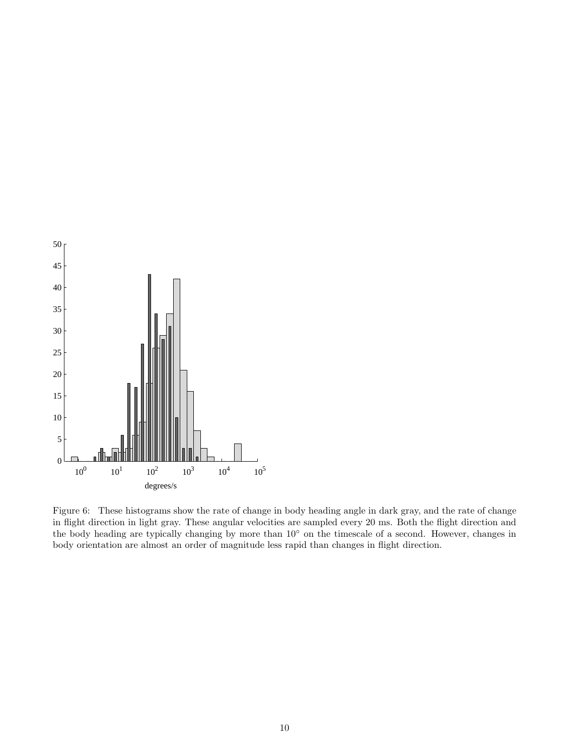Figure 6: These histograms show the rate of change in body heading angle in dark gray, and the rate of change in flight direction in light gray. These angular velocities are sampled every 20 ms. Both the flight direction and the body heading are typically changing by more than $10^\circ$ on the timescale of a second. However, changes in body orientation are almost an order of magnitude less rapid than changes in flight direction.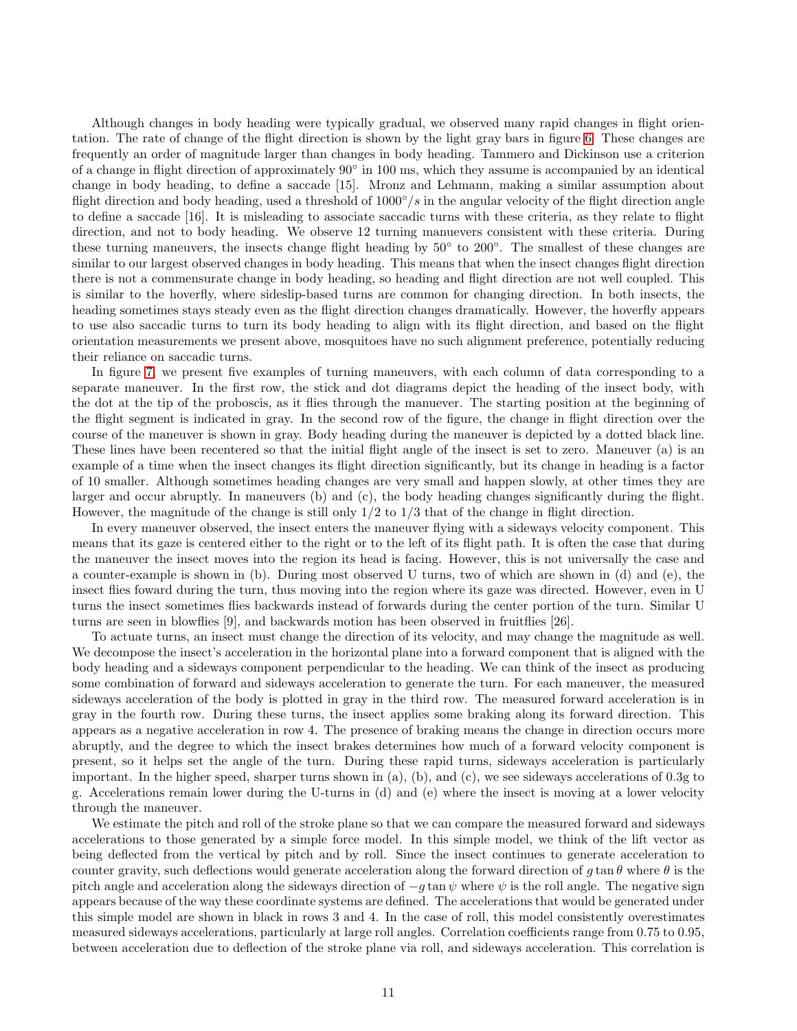Although changes in body heading were typically gradual, we observed many rapid changes in flight orientation. The rate of change of the flight direction is shown by the light gray bars in figure 6. These changes are frequently an order of magnitude larger than changes in body heading. Tammero and Dickinson use a criterion of a change in flight direction of approximately $90^\circ$ in 100 ms, which they assume is accompanied by an identical change in body heading, to define a saccade [15]. Mronz and Lehmann, making a similar assumption about flight direction and body heading, used a threshold of $1000^\circ/s$ in the angular velocity of the flight direction angle to define a saccade [16]. It is misleading to associate saccadic turns with these criteria, as they relate to flight direction, and not to body heading. We observe 12 turning manuevers consistent with these criteria. During these turning maneuvers, the insects change flight heading by $50^\circ$ to $200^\circ$. The smallest of these changes are similar to our largest observed changes in body heading. This means that when the insect changes flight direction there is not a commensurate change in body heading, so heading and flight direction are not well coupled. This is similar to the hoverfly, where sideslip-based turns are common for changing direction. In both insects, the heading sometimes stays steady even as the flight direction changes dramatically. However, the hoverfly appears to use also saccadic turns to turn its body heading to align with its flight direction, and based on the flight orientation measurements we present above, mosquitoes have no such alignment preference, potentially reducing their reliance on saccadic turns.

In figure 7, we present five examples of turning maneuvers, with each column of data corresponding to a separate maneuver. In the first row, the stick and dot diagrams depict the heading of the insect body, with the dot at the tip of the proboscis, as it flies through the manuever. The starting position at the beginning of the flight segment is indicated in gray. In the second row of the figure, the change in flight direction over the course of the maneuver is shown in gray. Body heading during the maneuver is depicted by a dotted black line. These lines have been recentered so that the initial flight angle of the insect is set to zero. Maneuver (a) is an example of a time when the insect changes its flight direction significantly, but its change in heading is a factor of 10 smaller. Although sometimes heading changes are very small and happen slowly, at other times they are larger and occur abruptly. In maneuvers (b) and (c), the body heading changes significantly during the flight. However, the magnitude of the change is still only 1/2 to 1/3 that of the change in flight direction.

In every maneuver observed, the insect enters the maneuver flying with a sideways velocity component. This means that its gaze is centered either to the right or to the left of its flight path. It is often the case that during the maneuver the insect moves into the region its head is facing. However, this is not universally the case and a counter-example is shown in (b). During most observed U turns, two of which are shown in (d) and (e), the insect flies foward during the turn, thus moving into the region where its gaze was directed. However, even in U turns the insect sometimes flies backwards instead of forwards during the center portion of the turn. Similar U turns are seen in blowflies [9], and backwards motion has been observed in fruitflies [26].

To actuate turns, an insect must change the direction of its velocity, and may change the magnitude as well. We decompose the insect's acceleration in the horizontal plane into a forward component that is aligned with the body heading and a sideways component perpendicular to the heading. We can think of the insect as producing some combination of forward and sideways acceleration to generate the turn. For each maneuver, the measured sideways acceleration of the body is plotted in gray in the third row. The measured forward acceleration is in gray in the fourth row. During these turns, the insect applies some braking along its forward direction. This appears as a negative acceleration in row 4. The presence of braking means the change in direction occurs more abruptly, and the degree to which the insect brakes determines how much of a forward velocity component is present, so it helps set the angle of the turn. During these rapid turns, sideways acceleration is particularly important. In the higher speed, sharper turns shown in (a), (b), and (c), we see sideways accelerations of 0.3g to g. Accelerations remain lower during the U-turns in (d) and (e) where the insect is moving at a lower velocity through the maneuver.

We estimate the pitch and roll of the stroke plane so that we can compare the measured forward and sideways accelerations to those generated by a simple force model. In this simple model, we think of the lift vector as being deflected from the vertical by pitch and by roll. Since the insect continues to generate acceleration to counter gravity, such deflections would generate acceleration along the forward direction of $g \tan\theta$ where $\theta$ is the pitch angle and acceleration along the sideways direction of $-g\tan\psi$ where $\psi$ is the roll angle. The negative sign appears because of the way these coordinate systems are defined. The accelerations that would be generated under this simple model are shown in black in rows 3 and 4. In the case of roll, this model consistently overestimates measured sideways accelerations, particularly at large roll angles. Correlation coefficients range from 0.75 to 0.95, between acceleration due to deflection of the stroke plane via roll, and sideways acceleration. This correlation is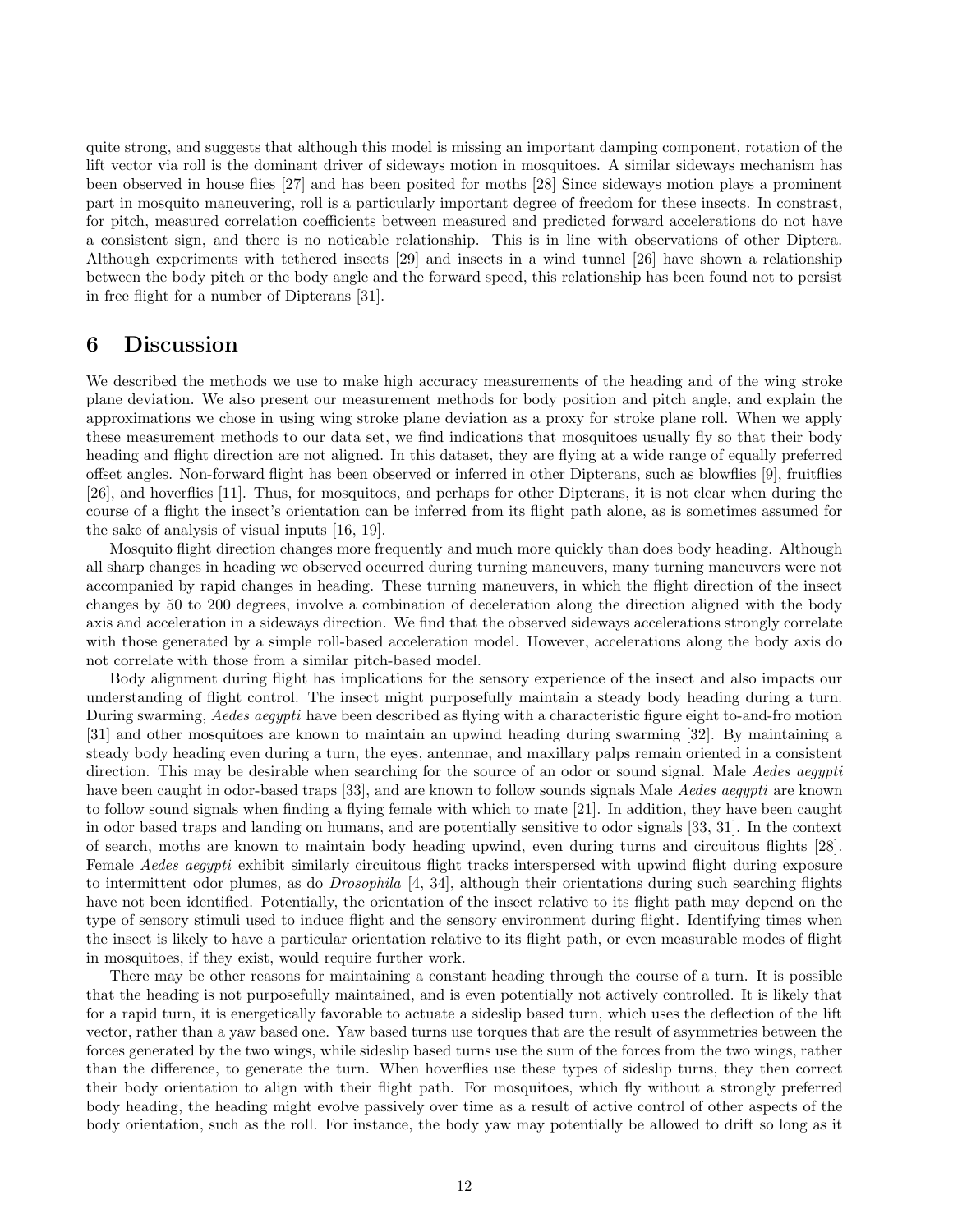quite strong, and suggests that although this model is missing an important damping component, rotation of the lift vector via roll is the dominant driver of sideways motion in mosquitoes. A similar sideways mechanism has been observed in house flies [27] and has been posited for moths [28] Since sideways motion plays a prominent part in mosquito maneuvering, roll is a particularly important degree of freedom for these insects. In constrast, for pitch, measured correlation coefficients between measured and predicted forward accelerations do not have a consistent sign, and there is no noticable relationship. This is in line with observations of other Diptera. Although experiments with tethered insects [29] and insects in a wind tunnel [26] have shown a relationship between the body pitch or the body angle and the forward speed, this relationship has been found not to persist in free flight for a number of Dipterans [31].

## 6 Discussion

We described the methods we use to make high accuracy measurements of the heading and of the wing stroke plane deviation. We also present our measurement methods for body position and pitch angle, and explain the approximations we chose in using wing stroke plane deviation as a proxy for stroke plane roll. When we apply these measurement methods to our data set, we find indications that mosquitoes usually fly so that their body heading and flight direction are not aligned. In this dataset, they are flying at a wide range of equally preferred offset angles. Non-forward flight has been observed or inferred in other Dipterans, such as blowflies [9], fruitflies [26], and hoverflies [11]. Thus, for mosquitoes, and perhaps for other Dipterans, it is not clear when during the course of a flight the insect's orientation can be inferred from its flight path alone, as is sometimes assumed for the sake of analysis of visual inputs [16, 19].

Mosquito flight direction changes more frequently and much more quickly than does body heading. Although all sharp changes in heading we observed occurred during turning maneuvers, many turning maneuvers were not accompanied by rapid changes in heading. These turning maneuvers, in which the flight direction of the insect changes by 50 to 200 degrees, involve a combination of deceleration along the direction aligned with the body axis and acceleration in a sideways direction. We find that the observed sideways accelerations strongly correlate with those generated by a simple roll-based acceleration model. However, accelerations along the body axis do not correlate with those from a similar pitch-based model.

Body alignment during flight has implications for the sensory experience of the insect and also impacts our understanding of flight control. The insect might purposefully maintain a steady body heading during a turn. During swarming, *Aedes aegypti* have been described as flying with a characteristic figure eight to-and-fro motion [31] and other mosquitoes are known to maintain an upwind heading during swarming [32]. By maintaining a steady body heading even during a turn, the eyes, antennae, and maxillary palps remain oriented in a consistent direction. This may be desirable when searching for the source of an odor or sound signal. Male *Aedes aegypti* have been caught in odor-based traps [33], and are known to follow sounds signals Male *Aedes aegypti* are known to follow sound signals when finding a flying female with which to mate [21]. In addition, they have been caught in odor based traps and landing on humans, and are potentially sensitive to odor signals [33, 31]. In the context of search, moths are known to maintain body heading upwind, even during turns and circuitous flights [28]. Female *Aedes aegypti* exhibit similarly circuitous flight tracks interspersed with upwind flight during exposure to intermittent odor plumes, as do *Drosophila* [4, 34], although their orientations during such searching flights have not been identified. Potentially, the orientation of the insect relative to its flight path may depend on the type of sensory stimuli used to induce flight and the sensory environment during flight. Identifying times when the insect is likely to have a particular orientation relative to its flight path, or even measurable modes of flight in mosquitoes, if they exist, would require further work.

There may be other reasons for maintaining a constant heading through the course of a turn. It is possible that the heading is not purposefully maintained, and is even potentially not actively controlled. It is likely that for a rapid turn, it is energetically favorable to actuate a sideslip based turn, which uses the deflection of the lift vector, rather than a yaw based one. Yaw based turns use torques that are the result of asymmetries between the forces generated by the two wings, while sideslip based turns use the sum of the forces from the two wings, rather than the difference, to generate the turn. When hoverflies use these types of sideslip turns, they then correct their body orientation to align with their flight path. For mosquitoes, which fly without a strongly preferred body heading, the heading might evolve passively over time as a result of active control of other aspects of the body orientation, such as the roll. For instance, the body yaw may potentially be allowed to drift so long as it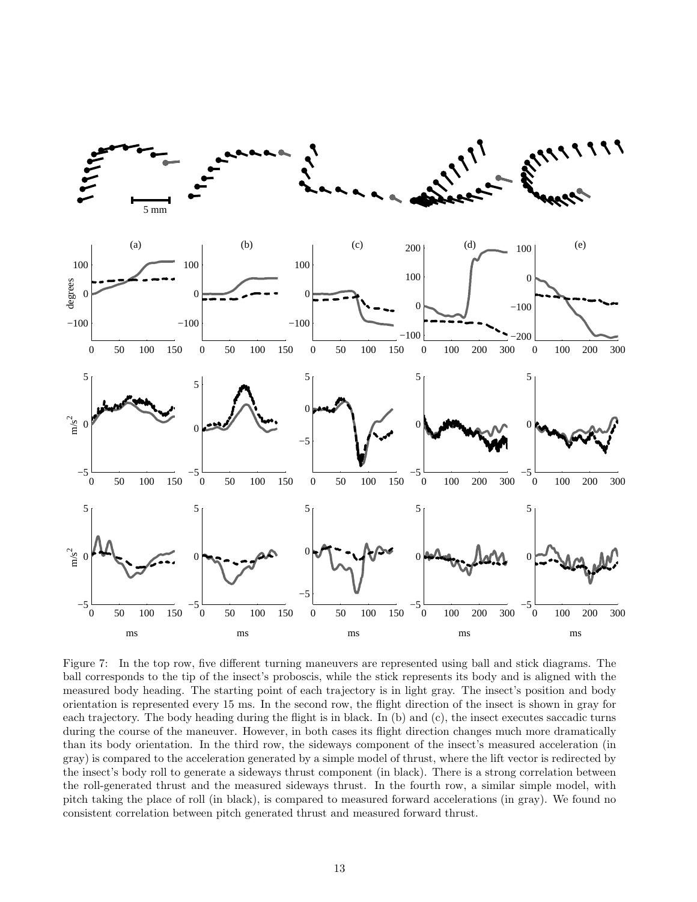Figure 7: In the top row, five different turning maneuvers are represented using ball and stick diagrams. The ball corresponds to the tip of the insect's proboscis, while the stick represents its body and is aligned with the measured body heading. The starting point of each trajectory is in light gray. The insect's position and body orientation is represented every 15 ms. In the second row, the flight direction of the insect is shown in gray for each trajectory. The body heading during the flight is in black. In (b) and (c), the insect executes saccadic turns during the course of the maneuver. However, in both cases its flight direction changes much more dramatically than its body orientation. In the third row, the sideways component of the insect's measured acceleration (in gray) is compared to the acceleration generated by a simple model of thrust, where the lift vector is redirected by the insect's body roll to generate a sideways thrust component (in black). There is a strong correlation between the roll-generated thrust and the measured sideways thrust. In the fourth row, a similar simple model, with pitch taking the place of roll (in black), is compared to measured forward accelerations (in gray). We found no consistent correlation between pitch generated thrust and measured forward thrust.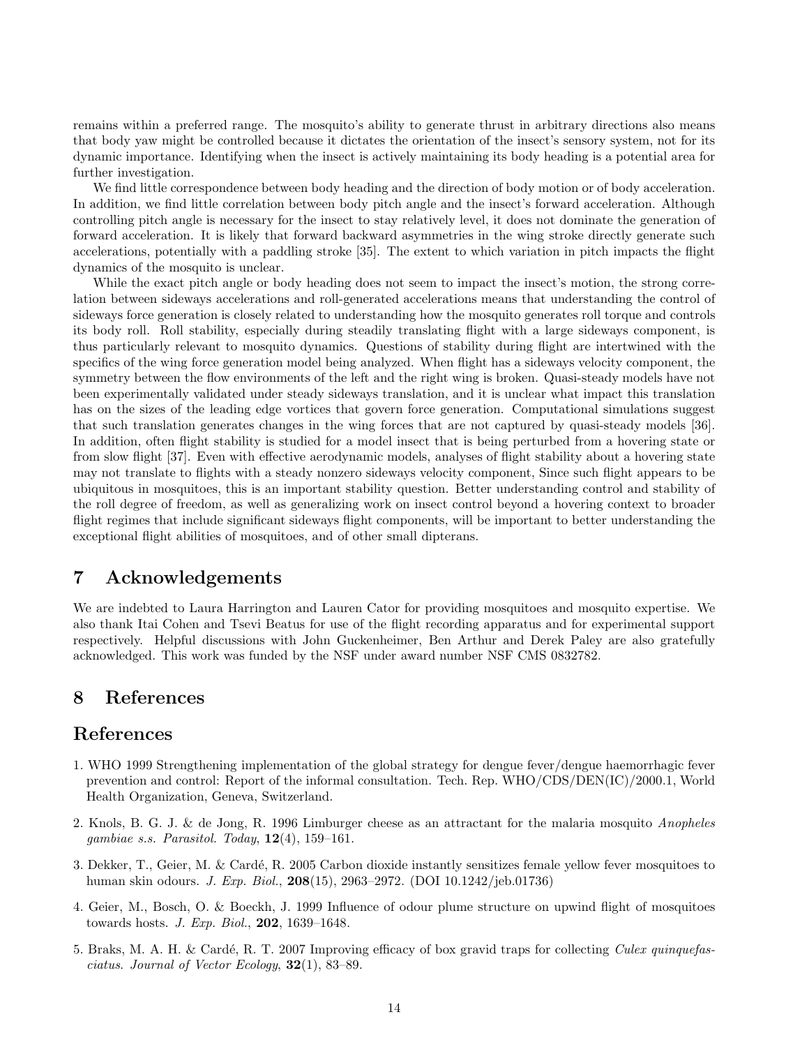remains within a preferred range. The mosquito's ability to generate thrust in arbitrary directions also means that body yaw might be controlled because it dictates the orientation of the insect's sensory system, not for its dynamic importance. Identifying when the insect is actively maintaining its body heading is a potential area for further investigation.

We find little correspondence between body heading and the direction of body motion or of body acceleration. In addition, we find little correlation between body pitch angle and the insect's forward acceleration. Although controlling pitch angle is necessary for the insect to stay relatively level, it does not dominate the generation of forward acceleration. It is likely that forward backward asymmetries in the wing stroke directly generate such accelerations, potentially with a paddling stroke [35]. The extent to which variation in pitch impacts the flight dynamics of the mosquito is unclear.

While the exact pitch angle or body heading does not seem to impact the insect's motion, the strong correlation between sideways accelerations and roll-generated accelerations means that understanding the control of sideways force generation is closely related to understanding how the mosquito generates roll torque and controls its body roll. Roll stability, especially during steadily translating flight with a large sideways component, is thus particularly relevant to mosquito dynamics. Questions of stability during flight are intertwined with the specifics of the wing force generation model being analyzed. When flight has a sideways velocity component, the symmetry between the flow environments of the left and the right wing is broken. Quasi-steady models have not been experimentally validated under steady sideways translation, and it is unclear what impact this translation has on the sizes of the leading edge vortices that govern force generation. Computational simulations suggest that such translation generates changes in the wing forces that are not captured by quasi-steady models [36]. In addition, often flight stability is studied for a model insect that is being perturbed from a hovering state or from slow flight [37]. Even with effective aerodynamic models, analyses of flight stability about a hovering state may not translate to flights with a steady nonzero sideways velocity component, Since such flight appears to be ubiquitous in mosquitoes, this is an important stability question. Better understanding control and stability of the roll degree of freedom, as well as generalizing work on insect control beyond a hovering context to broader flight regimes that include significant sideways flight components, will be important to better understanding the exceptional flight abilities of mosquitoes, and of other small dipterans.

## 7 Acknowledgements

We are indebted to Laura Harrington and Lauren Cator for providing mosquitoes and mosquito expertise. We also thank Itai Cohen and Tsevi Beatus for use of the flight recording apparatus and for experimental support respectively. Helpful discussions with John Guckenheimer, Ben Arthur and Derek Paley are also gratefully acknowledged. This work was funded by the NSF under award number NSF CMS 0832782.

## 8 References

## References

1. WHO 1999 Strengthening implementation of the global strategy for dengue fever/dengue haemorrhagic fever prevention and control: Report of the informal consultation. Tech. Rep. WHO/CDS/DEN(IC)/2000.1, World Health Organization, Geneva, Switzerland.

2. Knols, B. G. J. & de Jong, R. 1996 Limburger cheese as an attractant for the malaria mosquito *Anopheles gambiae s.s. Parasitol. Today*, **12**(4), 159–161.

3. Dekker, T., Geier, M. & Cardé, R. 2005 Carbon dioxide instantly sensitizes female yellow fever mosquitoes to human skin odours. *J. Exp. Biol.*, **208**(15), 2963–2972. (DOI 10.1242/jeb.01736)

4. Geier, M., Bosch, O. & Boeckh, J. 1999 Influence of odour plume structure on upwind flight of mosquitoes towards hosts. *J. Exp. Biol.*, **202**, 1639–1648.

5. Braks, M. A. H. & Cardé, R. T. 2007 Improving efficacy of box gravid traps for collecting *Culex quinquefasciatus*. *Journal of Vector Ecology*, **32**(1), 83–89.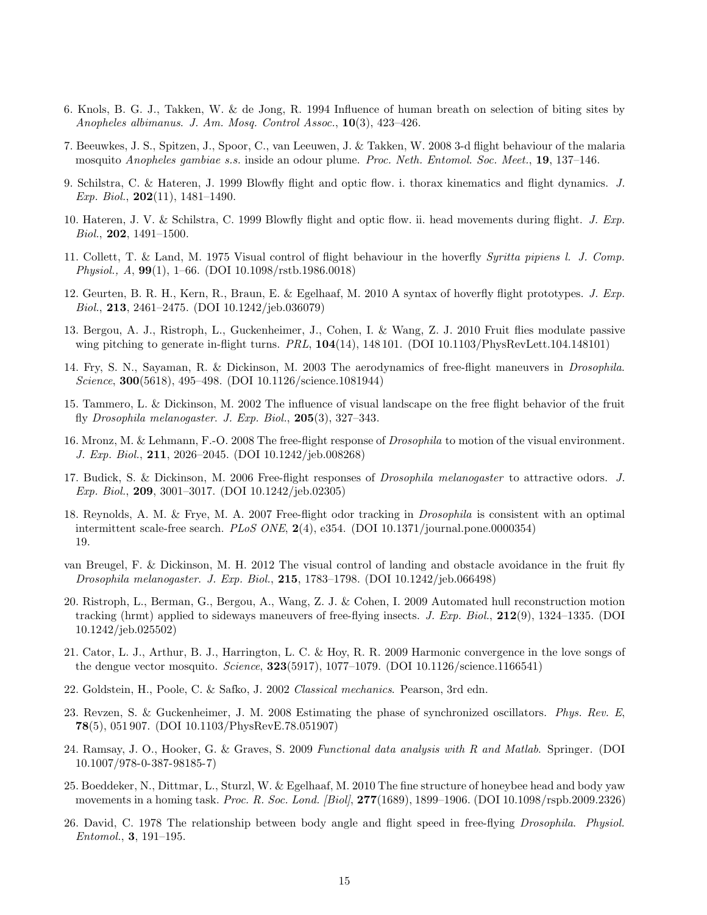6. Knols, B. G. J., Takken, W. & de Jong, R. 1994 Influence of human breath on selection of biting sites by *Anopheles albimanus*. *J. Am. Mosq. Control Assoc.*, **10**(3), 423–426.

7. Beeuwkes, J. S., Spitzen, J., Spoor, C., van Leeuwen, J. & Takken, W. 2008 3-d flight behaviour of the malaria mosquito *Anopheles gambiae s.s.* inside an odour plume. *Proc. Neth. Entomol. Soc. Meet.*, **19**, 137–146.

9. Schilstra, C. & Hateren, J. 1999 Blowfly flight and optic flow. i. thorax kinematics and flight dynamics. *J. Exp. Biol.*, **202**(11), 1481–1490.

10. Hateren, J. V. & Schilstra, C. 1999 Blowfly flight and optic flow. ii. head movements during flight. *J. Exp. Biol.*, **202**, 1491–1500.

11. Collett, T. & Land, M. 1975 Visual control of flight behaviour in the hoverfly *Syritta pipiens l. J. Comp. Physiol., A*, **99**(1), 1–66. (DOI 10.1098/rstb.1986.0018)

12. Geurten, B. R. H., Kern, R., Braun, E. & Egelhaaf, M. 2010 A syntax of hoverfly flight prototypes. *J. Exp. Biol.*, **213**, 2461–2475. (DOI 10.1242/jeb.036079)

13. Bergou, A. J., Ristroph, L., Guckenheimer, J., Cohen, I. & Wang, Z. J. 2010 Fruit flies modulate passive wing pitching to generate in-flight turns. *PRL*, **104**(14), 148 101. (DOI 10.1103/PhysRevLett.104.148101)

14. Fry, S. N., Sayaman, R. & Dickinson, M. 2003 The aerodynamics of free-flight maneuvers in *Drosophila*. *Science*, **300**(5618), 495–498. (DOI 10.1126/science.1081944)

15. Tammero, L. & Dickinson, M. 2002 The influence of visual landscape on the free flight behavior of the fruit fly *Drosophila melanogaster*. *J. Exp. Biol.*, **205**(3), 327–343.

16. Mronz, M. & Lehmann, F.-O. 2008 The free-flight response of *Drosophila* to motion of the visual environment. *J. Exp. Biol.*, **211**, 2026–2045. (DOI 10.1242/jeb.008268)

17. Budick, S. & Dickinson, M. 2006 Free-flight responses of *Drosophila melanogaster* to attractive odors. *J. Exp. Biol.*, **209**, 3001–3017. (DOI 10.1242/jeb.02305)

18. Reynolds, A. M. & Frye, M. A. 2007 Free-flight odor tracking in *Drosophila* is consistent with an optimal intermittent scale-free search. *PLoS ONE*, **2**(4), e354. (DOI 10.1371/journal.pone.0000354) 19.

van Breugel, F. & Dickinson, M. H. 2012 The visual control of landing and obstacle avoidance in the fruit fly *Drosophila melanogaster*. *J. Exp. Biol.*, **215**, 1783–1798. (DOI 10.1242/jeb.066498)

20. Ristroph, L., Berman, G., Bergou, A., Wang, Z. J. & Cohen, I. 2009 Automated hull reconstruction motion tracking (hrmt) applied to sideways maneuvers of free-flying insects. *J. Exp. Biol.*, **212**(9), 1324–1335. (DOI 10.1242/jeb.025502)

21. Cator, L. J., Arthur, B. J., Harrington, L. C. & Hoy, R. R. 2009 Harmonic convergence in the love songs of the dengue vector mosquito. *Science*, **323**(5917), 1077–1079. (DOI 10.1126/science.1166541)

22. Goldstein, H., Poole, C. & Safko, J. 2002 *Classical mechanics*. Pearson, 3rd edn.

23. Revzen, S. & Guckenheimer, J. M. 2008 Estimating the phase of synchronized oscillators. *Phys. Rev. E*, **78**(5), 051 907. (DOI 10.1103/PhysRevE.78.051907)

24. Ramsay, J. O., Hooker, G. & Graves, S. 2009 *Functional data analysis with R and Matlab*. Springer. (DOI 10.1007/978-0-387-98185-7)

25. Boeddeker, N., Dittmar, L., Sturzl, W. & Egelhaaf, M. 2010 The fine structure of honeybee head and body yaw movements in a homing task. *Proc. R. Soc. Lond. [Biol]*, **277**(1689), 1899–1906. (DOI 10.1098/rspb.2009.2326)

26. David, C. 1978 The relationship between body angle and flight speed in free-flying *Drosophila*. *Physiol. Entomol.*, **3**, 191–195.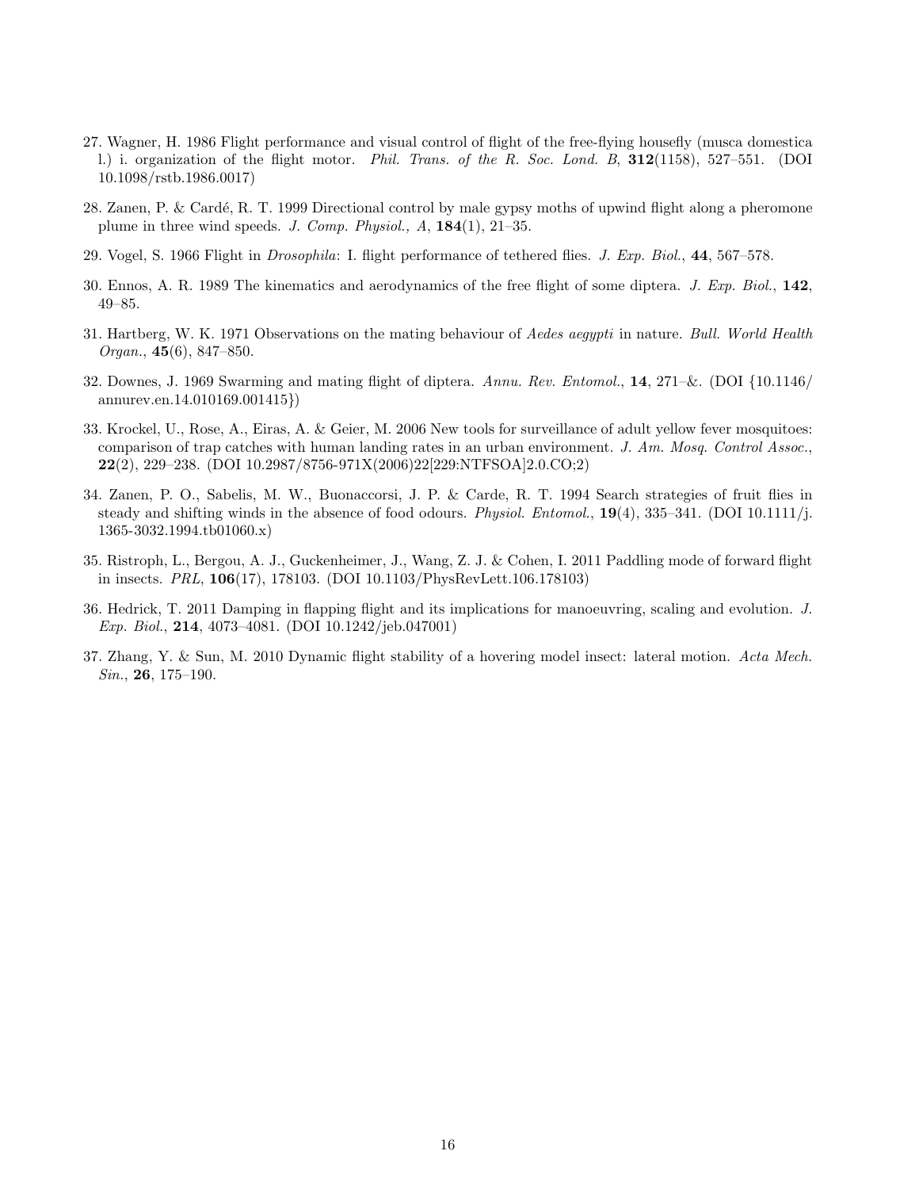27. Wagner, H. 1986 Flight performance and visual control of flight of the free-flying housefly (musca domestica l.) i. organization of the flight motor. *Phil. Trans. of the R. Soc. Lond. B*, **312**(1158), 527–551. (DOI 10.1098/rstb.1986.0017)

28. Zanen, P. & Cardé, R. T. 1999 Directional control by male gypsy moths of upwind flight along a pheromone plume in three wind speeds. *J. Comp. Physiol., A*, **184**(1), 21–35.

29. Vogel, S. 1966 Flight in *Drosophila*: I. flight performance of tethered flies. *J. Exp. Biol.*, **44**, 567–578.

30. Ennos, A. R. 1989 The kinematics and aerodynamics of the free flight of some diptera. *J. Exp. Biol.*, **142**, 49–85.

31. Hartberg, W. K. 1971 Observations on the mating behaviour of *Aedes aegypti* in nature. *Bull. World Health Organ.*, **45**(6), 847–850.

32. Downes, J. 1969 Swarming and mating flight of diptera. *Annu. Rev. Entomol.*, **14**, 271–&. (DOI {10.1146/annurev.en.14.010169.001415})

33. Krockel, U., Rose, A., Eiras, A. & Geier, M. 2006 New tools for surveillance of adult yellow fever mosquitoes: comparison of trap catches with human landing rates in an urban environment. *J. Am. Mosq. Control Assoc.*, **22**(2), 229–238. (DOI 10.2987/8756-971X(2006)22[229:NTFSOA]2.0.CO;2)

34. Zanen, P. O., Sabelis, M. W., Buonaccorsi, J. P. & Carde, R. T. 1994 Search strategies of fruit flies in steady and shifting winds in the absence of food odours. *Physiol. Entomol.*, **19**(4), 335–341. (DOI 10.1111/j.1365-3032.1994.tb01060.x)

35. Ristroph, L., Bergou, A. J., Guckenheimer, J., Wang, Z. J. & Cohen, I. 2011 Paddling mode of forward flight in insects. *PRL*, **106**(17), 178103. (DOI 10.1103/PhysRevLett.106.178103)

36. Hedrick, T. 2011 Damping in flapping flight and its implications for manoeuvring, scaling and evolution. *J. Exp. Biol.*, **214**, 4073–4081. (DOI 10.1242/jeb.047001)

37. Zhang, Y. & Sun, M. 2010 Dynamic flight stability of a hovering model insect: lateral motion. *Acta Mech. Sin.*, **26**, 175–190.